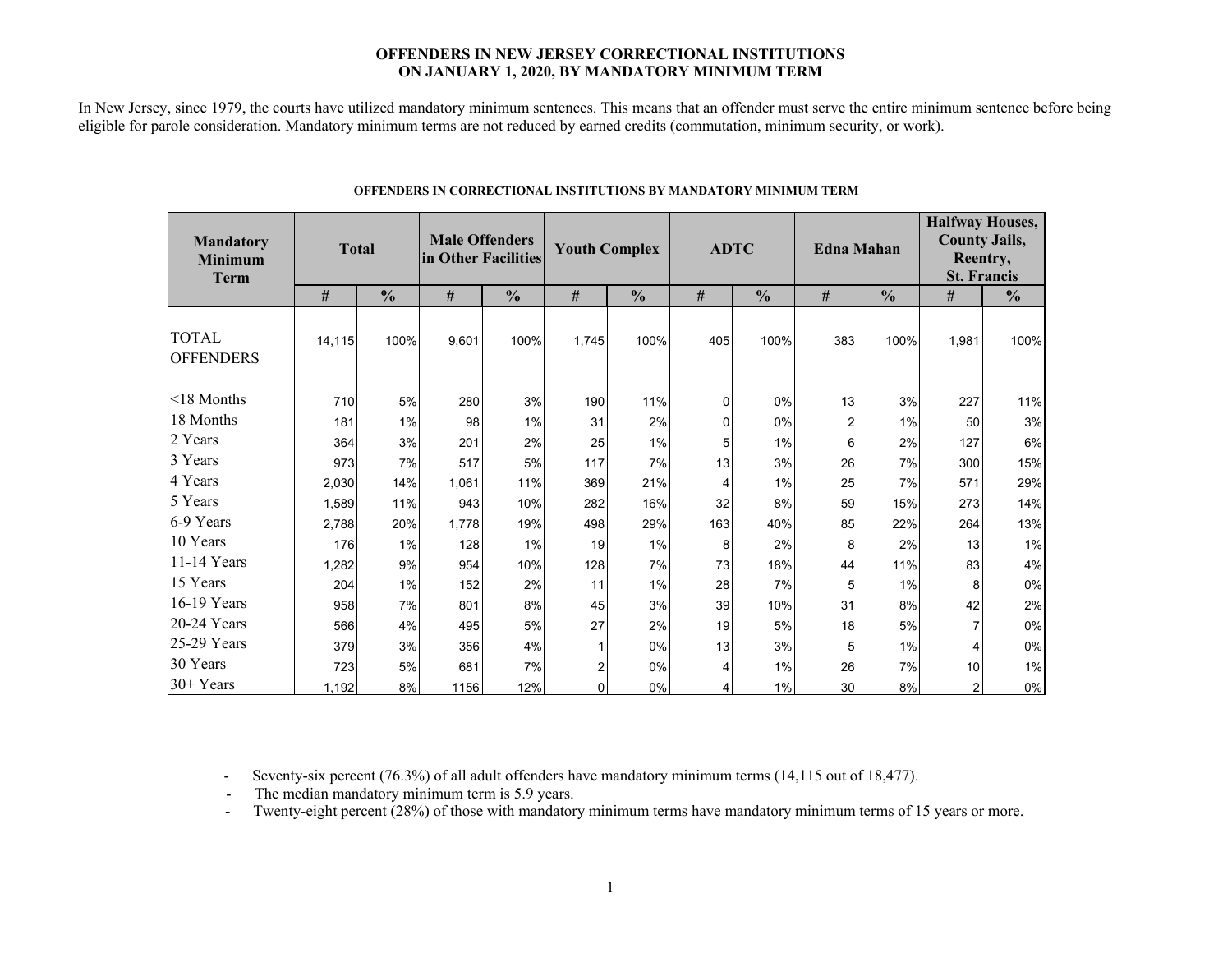# OFFENDERS IN NEW JERSEY CORRECTIONAL INSTITUTIONS ON JANUARY 1, 2020, BY MANDATORY MINIMUM TERM

In New Jersey, since 1979, the courts have utilized mandatory minimum sentences. This means that an offender must serve the entire minimum sentence before being eligible for parole consideration. Mandatory minimum terms are not reduced by earned credits (commutation, minimum security, or work).

**OFFENDERS IN CORRECTIONAL INSTITUTIONS BY MANDATORY MINIMUM TERM**

| Mandatory Minimum Term | Total | | Male Offenders in Other Facilities | | Youth Complex | | ADTC | | Edna Mahan | | Halfway Houses, County Jails, Reentry, St. Francis | |
|---|---|---|---|---|---|---|---|---|---|---|---|---|
| | # | % | # | % | # | % | # | % | # | % | # | % |
| TOTAL OFFENDERS | 14,115 | 100% | 9,601 | 100% | 1,745 | 100% | 405 | 100% | 383 | 100% | 1,981 | 100% |
| <18 Months | 710 | 5% | 280 | 3% | 190 | 11% | 0 | 0% | 13 | 3% | 227 | 11% |
| 18 Months | 181 | 1% | 98 | 1% | 31 | 2% | 0 | 0% | 2 | 1% | 50 | 3% |
| 2 Years | 364 | 3% | 201 | 2% | 25 | 1% | 5 | 1% | 6 | 2% | 127 | 6% |
| 3 Years | 973 | 7% | 517 | 5% | 117 | 7% | 13 | 3% | 26 | 7% | 300 | 15% |
| 4 Years | 2,030 | 14% | 1,061 | 11% | 369 | 21% | 4 | 1% | 25 | 7% | 571 | 29% |
| 5 Years | 1,589 | 11% | 943 | 10% | 282 | 16% | 32 | 8% | 59 | 15% | 273 | 14% |
| 6-9 Years | 2,788 | 20% | 1,778 | 19% | 498 | 29% | 163 | 40% | 85 | 22% | 264 | 13% |
| 10 Years | 176 | 1% | 128 | 1% | 19 | 1% | 8 | 2% | 8 | 2% | 13 | 1% |
| 11-14 Years | 1,282 | 9% | 954 | 10% | 128 | 7% | 73 | 18% | 44 | 11% | 83 | 4% |
| 15 Years | 204 | 1% | 152 | 2% | 11 | 1% | 28 | 7% | 5 | 1% | 8 | 0% |
| 16-19 Years | 958 | 7% | 801 | 8% | 45 | 3% | 39 | 10% | 31 | 8% | 42 | 2% |
| 20-24 Years | 566 | 4% | 495 | 5% | 27 | 2% | 19 | 5% | 18 | 5% | 7 | 0% |
| 25-29 Years | 379 | 3% | 356 | 4% | 1 | 0% | 13 | 3% | 5 | 1% | 4 | 0% |
| 30 Years | 723 | 5% | 681 | 7% | 2 | 0% | 4 | 1% | 26 | 7% | 10 | 1% |
| 30+ Years | 1,192 | 8% | 1156 | 12% | 0 | 0% | 4 | 1% | 30 | 8% | 2 | 0% |

- Seventy-six percent (76.3%) of all adult offenders have mandatory minimum terms (14,115 out of 18,477).
- The median mandatory minimum term is 5.9 years.
- Twenty-eight percent (28%) of those with mandatory minimum terms have mandatory minimum terms of 15 years or more.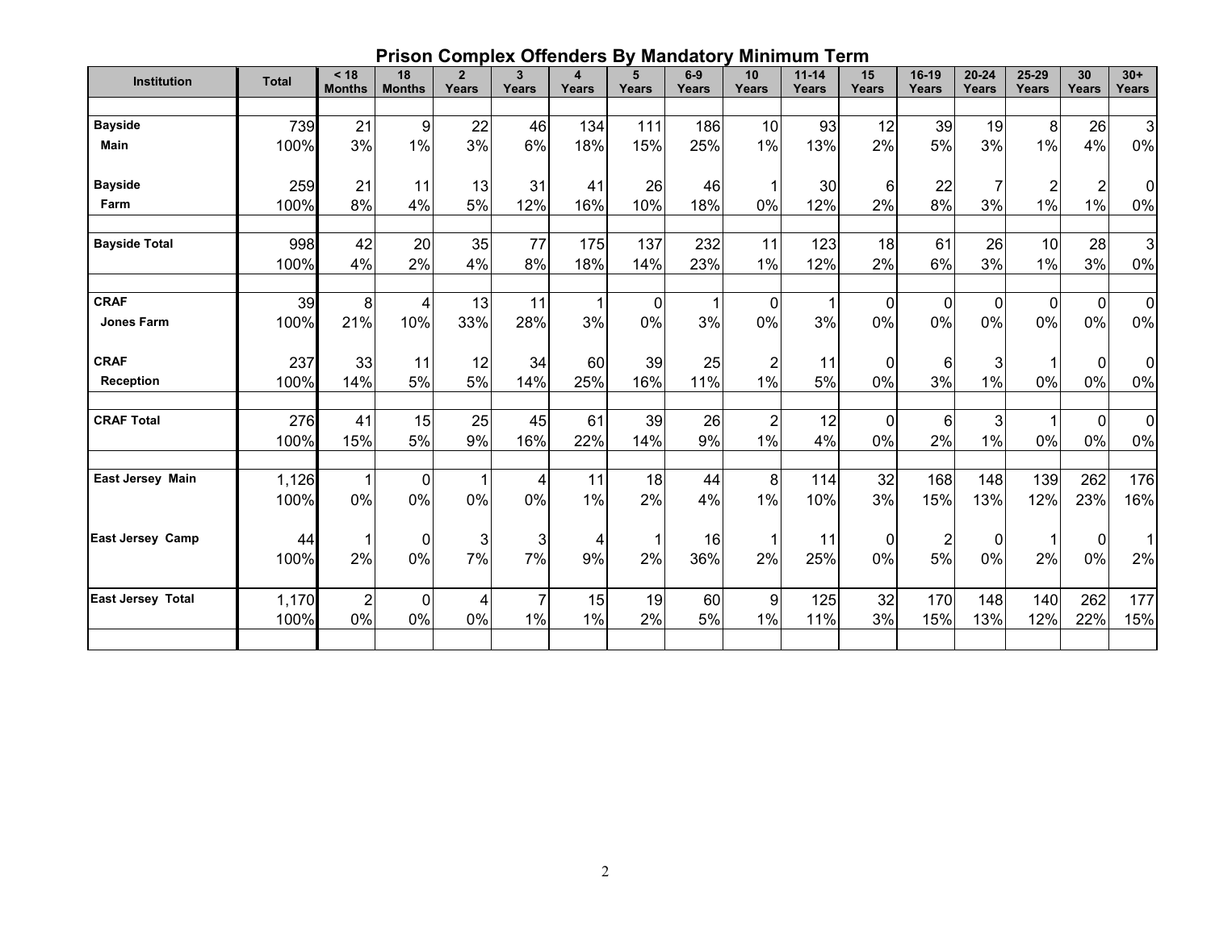# Prison Complex Offenders By Mandatory Minimum Term

| Institution | Total | < 18 Months | 18 Months | 2 Years | 3 Years | 4 Years | 5 Years | 6-9 Years | 10 Years | 11-14 Years | 15 Years | 16-19 Years | 20-24 Years | 25-29 Years | 30 Years | 30+ Years |
|---|---|---|---|---|---|---|---|---|---|---|---|---|---|---|---|---|
| **Bayside** | 739 | 21 | 9 | 22 | 46 | 134 | 111 | 186 | 10 | 93 | 12 | 39 | 19 | 8 | 26 | 3 |
| **Main** | 100% | 3% | 1% | 3% | 6% | 18% | 15% | 25% | 1% | 13% | 2% | 5% | 3% | 1% | 4% | 0% |
| **Bayside** | 259 | 21 | 11 | 13 | 31 | 41 | 26 | 46 | 1 | 30 | 6 | 22 | 7 | 2 | 2 | 0 |
| **Farm** | 100% | 8% | 4% | 5% | 12% | 16% | 10% | 18% | 0% | 12% | 2% | 8% | 3% | 1% | 1% | 0% |
| **Bayside Total** | 998 | 42 | 20 | 35 | 77 | 175 | 137 | 232 | 11 | 123 | 18 | 61 | 26 | 10 | 28 | 3 |
| | 100% | 4% | 2% | 4% | 8% | 18% | 14% | 23% | 1% | 12% | 2% | 6% | 3% | 1% | 3% | 0% |
| **CRAF** | 39 | 8 | 4 | 13 | 11 | 1 | 0 | 1 | 0 | 1 | 0 | 0 | 0 | 0 | 0 | 0 |
| **Jones Farm** | 100% | 21% | 10% | 33% | 28% | 3% | 0% | 3% | 0% | 3% | 0% | 0% | 0% | 0% | 0% | 0% |
| **CRAF** | 237 | 33 | 11 | 12 | 34 | 60 | 39 | 25 | 2 | 11 | 0 | 6 | 3 | 1 | 0 | 0 |
| **Reception** | 100% | 14% | 5% | 5% | 14% | 25% | 16% | 11% | 1% | 5% | 0% | 3% | 1% | 0% | 0% | 0% |
| **CRAF Total** | 276 | 41 | 15 | 25 | 45 | 61 | 39 | 26 | 2 | 12 | 0 | 6 | 3 | 1 | 0 | 0 |
| | 100% | 15% | 5% | 9% | 16% | 22% | 14% | 9% | 1% | 4% | 0% | 2% | 1% | 0% | 0% | 0% |
| **East Jersey Main** | 1,126 | 1 | 0 | 1 | 4 | 11 | 18 | 44 | 8 | 114 | 32 | 168 | 148 | 139 | 262 | 176 |
| | 100% | 0% | 0% | 0% | 0% | 1% | 2% | 4% | 1% | 10% | 3% | 15% | 13% | 12% | 23% | 16% |
| **East Jersey Camp** | 44 | 1 | 0 | 3 | 3 | 4 | 1 | 16 | 1 | 11 | 0 | 2 | 0 | 1 | 0 | 1 |
| | 100% | 2% | 0% | 7% | 7% | 9% | 2% | 36% | 2% | 25% | 0% | 5% | 0% | 2% | 0% | 2% |
| **East Jersey Total** | 1,170 | 2 | 0 | 4 | 7 | 15 | 19 | 60 | 9 | 125 | 32 | 170 | 148 | 140 | 262 | 177 |
| | 100% | 0% | 0% | 0% | 1% | 1% | 2% | 5% | 1% | 11% | 3% | 15% | 13% | 12% | 22% | 15% |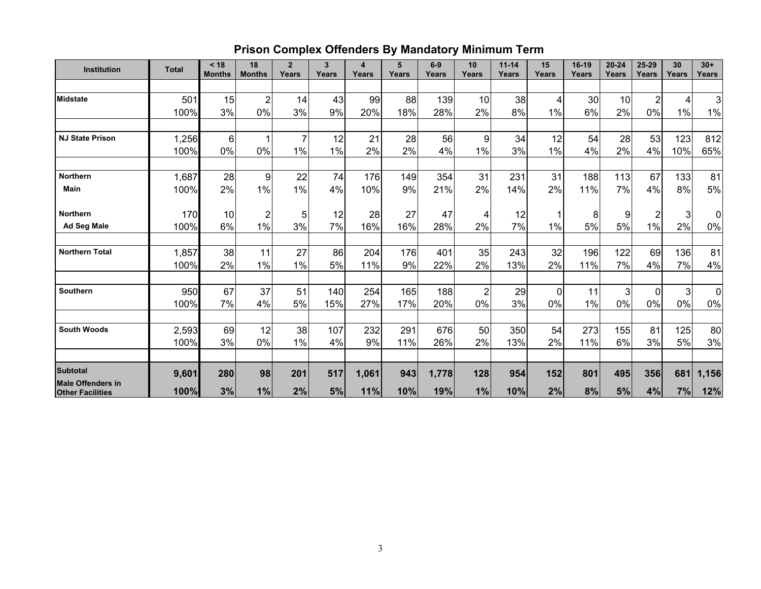## Prison Complex Offenders By Mandatory Minimum Term

| Institution | Total | < 18 Months | 18 Months | 2 Years | 3 Years | 4 Years | 5 Years | 6-9 Years | 10 Years | 11-14 Years | 15 Years | 16-19 Years | 20-24 Years | 25-29 Years | 30 Years | 30+ Years |
|---|---|---|---|---|---|---|---|---|---|---|---|---|---|---|---|---|
| Midstate | 501 | 15 | 2 | 14 | 43 | 99 | 88 | 139 | 10 | 38 | 4 | 30 | 10 | 2 | 4 | 3 |
| | 100% | 3% | 0% | 3% | 9% | 20% | 18% | 28% | 2% | 8% | 1% | 6% | 2% | 0% | 1% | 1% |
| NJ State Prison | 1,256 | 6 | 1 | 7 | 12 | 21 | 28 | 56 | 9 | 34 | 12 | 54 | 28 | 53 | 123 | 812 |
| | 100% | 0% | 0% | 1% | 1% | 2% | 2% | 4% | 1% | 3% | 1% | 4% | 2% | 4% | 10% | 65% |
| Northern Main | 1,687 | 28 | 9 | 22 | 74 | 176 | 149 | 354 | 31 | 231 | 31 | 188 | 113 | 67 | 133 | 81 |
| | 100% | 2% | 1% | 1% | 4% | 10% | 9% | 21% | 2% | 14% | 2% | 11% | 7% | 4% | 8% | 5% |
| Northern Ad Seg Male | 170 | 10 | 2 | 5 | 12 | 28 | 27 | 47 | 4 | 12 | 1 | 8 | 9 | 2 | 3 | 0 |
| | 100% | 6% | 1% | 3% | 7% | 16% | 16% | 28% | 2% | 7% | 1% | 5% | 5% | 1% | 2% | 0% |
| Northern Total | 1,857 | 38 | 11 | 27 | 86 | 204 | 176 | 401 | 35 | 243 | 32 | 196 | 122 | 69 | 136 | 81 |
| | 100% | 2% | 1% | 1% | 5% | 11% | 9% | 22% | 2% | 13% | 2% | 11% | 7% | 4% | 7% | 4% |
| Southern | 950 | 67 | 37 | 51 | 140 | 254 | 165 | 188 | 2 | 29 | 0 | 11 | 3 | 0 | 3 | 0 |
| | 100% | 7% | 4% | 5% | 15% | 27% | 17% | 20% | 0% | 3% | 0% | 1% | 0% | 0% | 0% | 0% |
| South Woods | 2,593 | 69 | 12 | 38 | 107 | 232 | 291 | 676 | 50 | 350 | 54 | 273 | 155 | 81 | 125 | 80 |
| | 100% | 3% | 0% | 1% | 4% | 9% | 11% | 26% | 2% | 13% | 2% | 11% | 6% | 3% | 5% | 3% |
| **Subtotal Male Offenders in Other Facilities** | **9,601** | **280** | **98** | **201** | **517** | **1,061** | **943** | **1,778** | **128** | **954** | **152** | **801** | **495** | **356** | **681** | **1,156** |
| | **100%** | **3%** | **1%** | **2%** | **5%** | **11%** | **10%** | **19%** | **1%** | **10%** | **2%** | **8%** | **5%** | **4%** | **7%** | **12%** |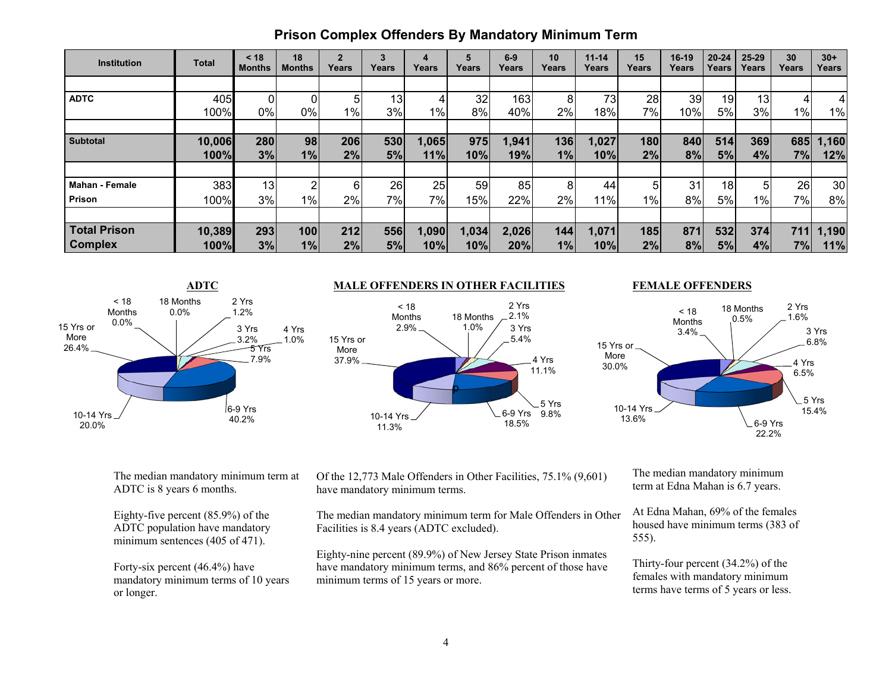# Prison Complex Offenders By Mandatory Minimum Term

| Institution | Total | < 18 Months | 18 Months | 2 Years | 3 Years | 4 Years | 5 Years | 6-9 Years | 10 Years | 11-14 Years | 15 Years | 16-19 Years | 20-24 Years | 25-29 Years | 30 Years | 30+ Years |
|---|---|---|---|---|---|---|---|---|---|---|---|---|---|---|---|---|
| **ADTC** | 405 | 0 | 0 | 5 | 13 | 4 | 32 | 163 | 8 | 73 | 28 | 39 | 19 | 13 | 4 | 4 |
| | 100% | 0% | 0% | 1% | 3% | 1% | 8% | 40% | 2% | 18% | 7% | 10% | 5% | 3% | 1% | 1% |
| **Subtotal** | **10,006** | **280** | **98** | **206** | **530** | **1,065** | **975** | **1,941** | **136** | **1,027** | **180** | **840** | **514** | **369** | **685** | **1,160** |
| | **100%** | **3%** | **1%** | **2%** | **5%** | **11%** | **10%** | **19%** | **1%** | **10%** | **2%** | **8%** | **5%** | **4%** | **7%** | **12%** |
| **Mahan - Female Prison** | 383 | 13 | 2 | 6 | 26 | 25 | 59 | 85 | 8 | 44 | 5 | 31 | 18 | 5 | 26 | 30 |
| | 100% | 3% | 1% | 2% | 7% | 7% | 15% | 22% | 2% | 11% | 1% | 8% | 5% | 1% | 7% | 8% |
| **Total Prison Complex** | **10,389** | **293** | **100** | **212** | **556** | **1,090** | **1,034** | **2,026** | **144** | **1,071** | **185** | **871** | **532** | **374** | **711** | **1,190** |
| | **100%** | **3%** | **1%** | **2%** | **5%** | **10%** | **10%** | **20%** | **1%** | **10%** | **2%** | **8%** | **5%** | **4%** | **7%** | **11%** |

## ADTC

| Term | Percent |
|---|---|
| < 18 Months | 0.0% |
| 18 Months | 0.0% |
| 2 Yrs | 1.2% |
| 3 Yrs | 3.2% |
| 4 Yrs | 1.0% |
| 5 Yrs | 7.9% |
| 6-9 Yrs | 40.2% |
| 10-14 Yrs | 20.0% |
| 15 Yrs or More | 26.4% |

The median mandatory minimum term at ADTC is 8 years 6 months.

Eighty-five percent (85.9%) of the ADTC population have mandatory minimum sentences (405 of 471).

Forty-six percent (46.4%) have mandatory minimum terms of 10 years or longer.

## MALE OFFENDERS IN OTHER FACILITIES

| Term | Percent |
|---|---|
| < 18 Months | 2.9% |
| 18 Months | 1.0% |
| 2 Yrs | 2.1% |
| 3 Yrs | 5.4% |
| 4 Yrs | 11.1% |
| 5 Yrs | 9.8% |
| 6-9 Yrs | 18.5% |
| 10-14 Yrs | 11.3% |
| 15 Yrs or More | 37.9% |

Of the 12,773 Male Offenders in Other Facilities, 75.1% (9,601) have mandatory minimum terms.

The median mandatory minimum term for Male Offenders in Other Facilities is 8.4 years (ADTC excluded).

Eighty-nine percent (89.9%) of New Jersey State Prison inmates have mandatory minimum terms, and 86% percent of those have minimum terms of 15 years or more.

## FEMALE OFFENDERS

| Term | Percent |
|---|---|
| < 18 Months | 3.4% |
| 18 Months | 0.5% |
| 2 Yrs | 1.6% |
| 3 Yrs | 6.8% |
| 4 Yrs | 6.5% |
| 5 Yrs | 15.4% |
| 6-9 Yrs | 22.2% |
| 10-14 Yrs | 13.6% |
| 15 Yrs or More | 30.0% |

The median mandatory minimum term at Edna Mahan is 6.7 years.

At Edna Mahan, 69% of the females housed have minimum terms (383 of 555).

Thirty-four percent (34.2%) of the females with mandatory minimum terms have terms of 5 years or less.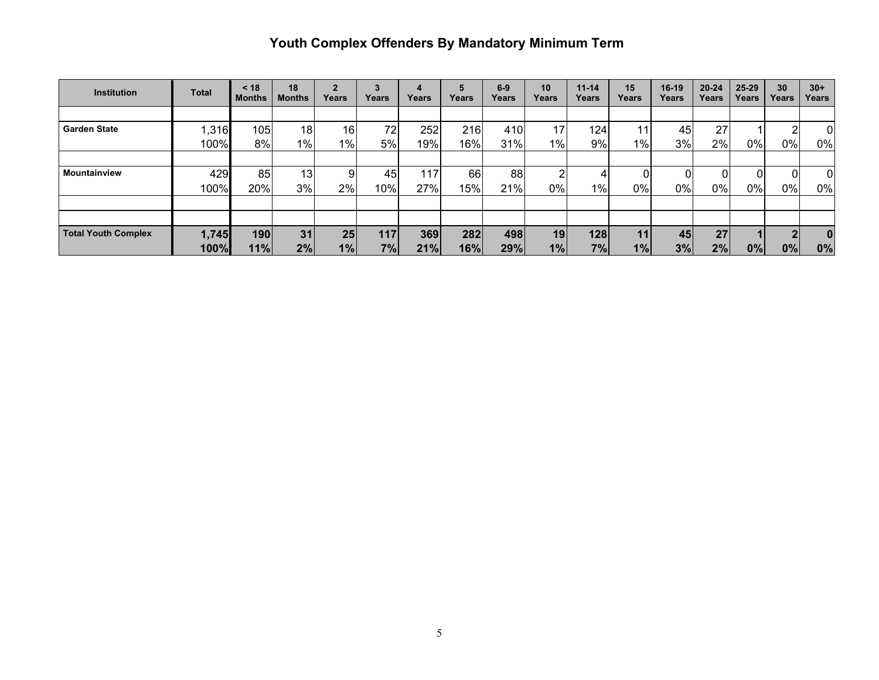# Youth Complex Offenders By Mandatory Minimum Term

| Institution | Total | < 18 Months | 18 Months | 2 Years | 3 Years | 4 Years | 5 Years | 6-9 Years | 10 Years | 11-14 Years | 15 Years | 16-19 Years | 20-24 Years | 25-29 Years | 30 Years | 30+ Years |
|---|---|---|---|---|---|---|---|---|---|---|---|---|---|---|---|---|
| **Garden State** | 1,316 | 105 | 18 | 16 | 72 | 252 | 216 | 410 | 17 | 124 | 11 | 45 | 27 | 1 | 2 | 0 |
| | 100% | 8% | 1% | 1% | 5% | 19% | 16% | 31% | 1% | 9% | 1% | 3% | 2% | 0% | 0% | 0% |
| **Mountainview** | 429 | 85 | 13 | 9 | 45 | 117 | 66 | 88 | 2 | 4 | 0 | 0 | 0 | 0 | 0 | 0 |
| | 100% | 20% | 3% | 2% | 10% | 27% | 15% | 21% | 0% | 1% | 0% | 0% | 0% | 0% | 0% | 0% |
| **Total Youth Complex** | **1,745** | **190** | **31** | **25** | **117** | **369** | **282** | **498** | **19** | **128** | **11** | **45** | **27** | **1** | **2** | **0** |
| | **100%** | **11%** | **2%** | **1%** | **7%** | **21%** | **16%** | **29%** | **1%** | **7%** | **1%** | **3%** | **2%** | **0%** | **0%** | **0%** |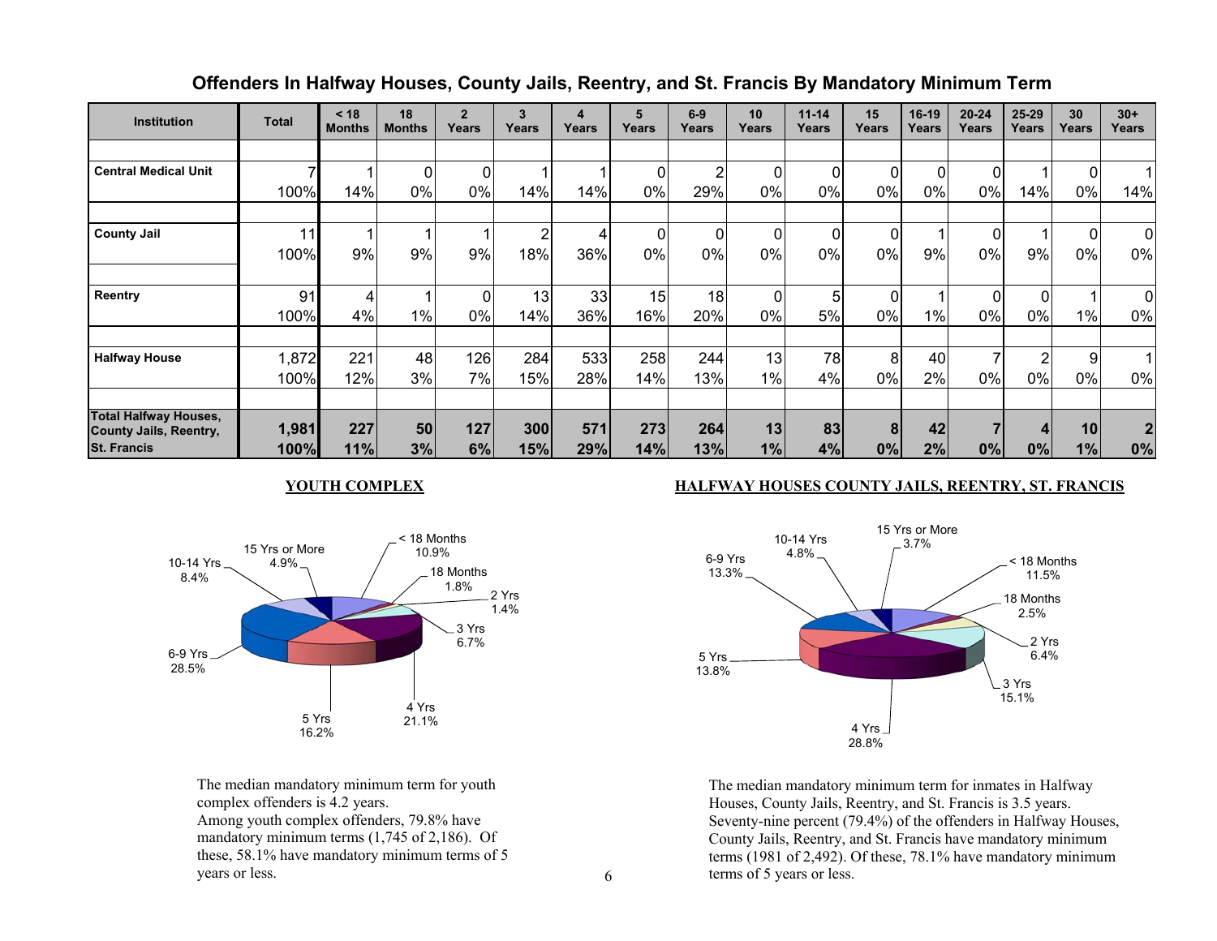# Offenders In Halfway Houses, County Jails, Reentry, and St. Francis By Mandatory Minimum Term

| Institution | Total | < 18 Months | 18 Months | 2 Years | 3 Years | 4 Years | 5 Years | 6-9 Years | 10 Years | 11-14 Years | 15 Years | 16-19 Years | 20-24 Years | 25-29 Years | 30 Years | 30+ Years |
|---|---|---|---|---|---|---|---|---|---|---|---|---|---|---|---|---|
| **Central Medical Unit** | 7 | 1 | 0 | 0 | 1 | 1 | 0 | 2 | 0 | 0 | 0 | 0 | 0 | 1 | 0 | 1 |
| | 100% | 14% | 0% | 0% | 14% | 14% | 0% | 29% | 0% | 0% | 0% | 0% | 0% | 14% | 0% | 14% |
| **County Jail** | 11 | 1 | 1 | 1 | 2 | 4 | 0 | 0 | 0 | 0 | 0 | 1 | 0 | 1 | 0 | 0 |
| | 100% | 9% | 9% | 9% | 18% | 36% | 0% | 0% | 0% | 0% | 0% | 9% | 0% | 9% | 0% | 0% |
| **Reentry** | 91 | 4 | 1 | 0 | 13 | 33 | 15 | 18 | 0 | 5 | 0 | 1 | 0 | 0 | 1 | 0 |
| | 100% | 4% | 1% | 0% | 14% | 36% | 16% | 20% | 0% | 5% | 0% | 1% | 0% | 0% | 1% | 0% |
| **Halfway House** | 1,872 | 221 | 48 | 126 | 284 | 533 | 258 | 244 | 13 | 78 | 8 | 40 | 7 | 2 | 9 | 1 |
| | 100% | 12% | 3% | 7% | 15% | 28% | 14% | 13% | 1% | 4% | 0% | 2% | 0% | 0% | 0% | 0% |
| **Total Halfway Houses, County Jails, Reentry, St. Francis** | **1,981** | **227** | **50** | **127** | **300** | **571** | **273** | **264** | **13** | **83** | **8** | **42** | **7** | **4** | **10** | **2** |
| | **100%** | **11%** | **3%** | **6%** | **15%** | **29%** | **14%** | **13%** | **1%** | **4%** | **0%** | **2%** | **0%** | **0%** | **1%** | **0%** |

## YOUTH COMPLEX

< 18 Months 10.9%
18 Months 1.8%
2 Yrs 1.4%
3 Yrs 6.7%
4 Yrs 21.1%
5 Yrs 16.2%
6-9 Yrs 28.5%
10-14 Yrs 8.4%
15 Yrs or More 4.9%

The median mandatory minimum term for youth complex offenders is 4.2 years.
Among youth complex offenders, 79.8% have mandatory minimum terms (1,745 of 2,186). Of these, 58.1% have mandatory minimum terms of 5 years or less.

## HALFWAY HOUSES COUNTY JAILS, REENTRY, ST. FRANCIS

< 18 Months 11.5%
18 Months 2.5%
2 Yrs 6.4%
3 Yrs 15.1%
4 Yrs 28.8%
5 Yrs 13.8%
6-9 Yrs 13.3%
10-14 Yrs 4.8%
15 Yrs or More 3.7%

The median mandatory minimum term for inmates in Halfway Houses, County Jails, Reentry, and St. Francis is 3.5 years. Seventy-nine percent (79.4%) of the offenders in Halfway Houses, County Jails, Reentry, and St. Francis have mandatory minimum terms (1981 of 2,492). Of these, 78.1% have mandatory minimum terms of 5 years or less.